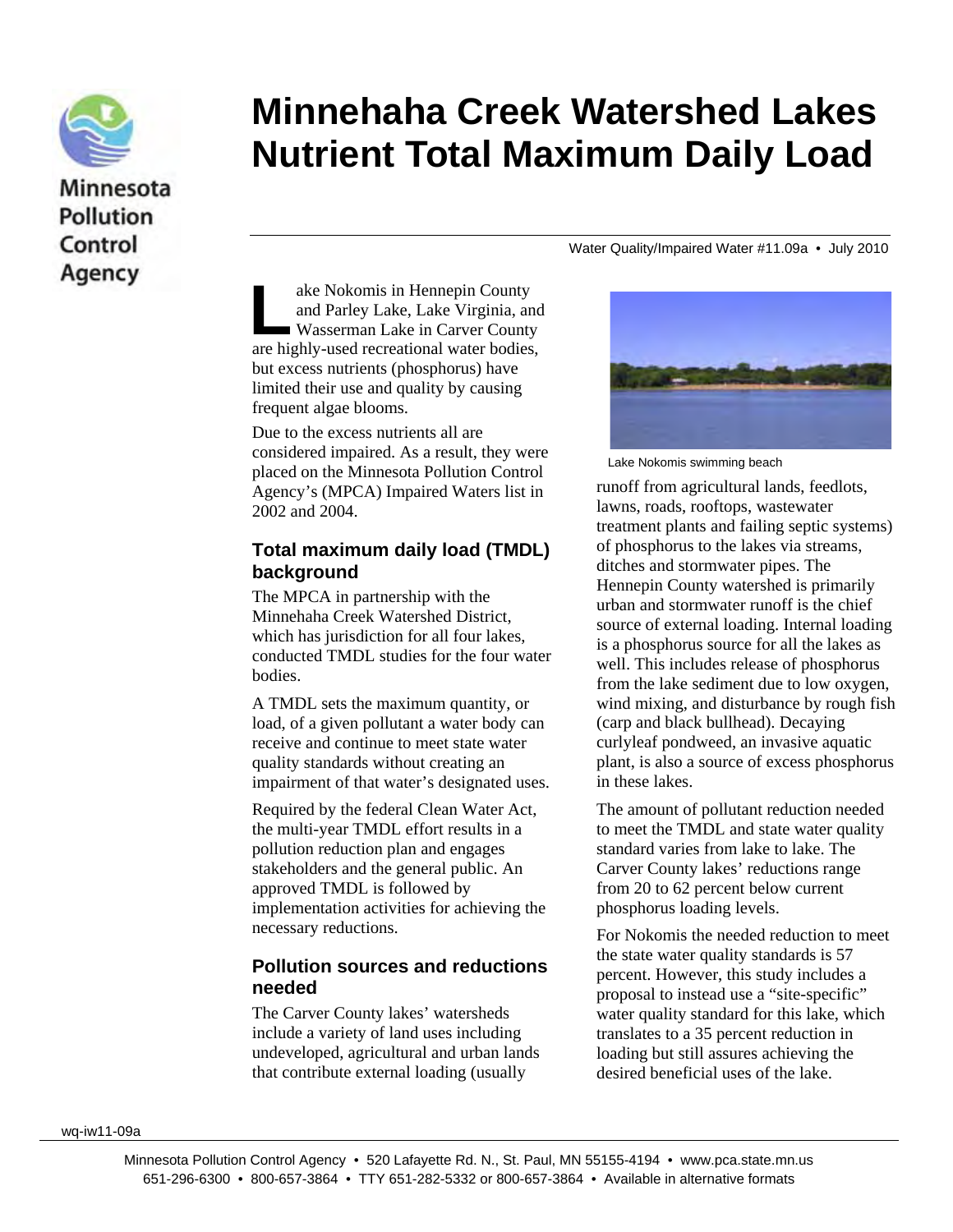Minnesota Pollution Control Agency

# Minnehaha Creek Watershed Lakes Nutrient Total Maximum Daily Load

Water Quality/Impaired Water #11.09a • July 2010

Lake Nokomis in Hennepin County and Parley Lake, Lake Virginia, and Wasserman Lake in Carver County are highly-used recreational water bodies, but excess nutrients (phosphorus) have limited their use and quality by causing frequent algae blooms.

Due to the excess nutrients all are considered impaired. As a result, they were placed on the Minnesota Pollution Control Agency's (MPCA) Impaired Waters list in 2002 and 2004.

## Total maximum daily load (TMDL) background

The MPCA in partnership with the Minnehaha Creek Watershed District, which has jurisdiction for all four lakes, conducted TMDL studies for the four water bodies.

A TMDL sets the maximum quantity, or load, of a given pollutant a water body can receive and continue to meet state water quality standards without creating an impairment of that water's designated uses.

Required by the federal Clean Water Act, the multi-year TMDL effort results in a pollution reduction plan and engages stakeholders and the general public. An approved TMDL is followed by implementation activities for achieving the necessary reductions.

## Pollution sources and reductions needed

The Carver County lakes' watersheds include a variety of land uses including undeveloped, agricultural and urban lands that contribute external loading (usually runoff from agricultural lands, feedlots, lawns, roads, rooftops, wastewater treatment plants and failing septic systems) of phosphorus to the lakes via streams, ditches and stormwater pipes. The Hennepin County watershed is primarily urban and stormwater runoff is the chief source of external loading. Internal loading is a phosphorus source for all the lakes as well. This includes release of phosphorus from the lake sediment due to low oxygen, wind mixing, and disturbance by rough fish (carp and black bullhead). Decaying curlyleaf pondweed, an invasive aquatic plant, is also a source of excess phosphorus in these lakes.

Lake Nokomis swimming beach

The amount of pollutant reduction needed to meet the TMDL and state water quality standard varies from lake to lake. The Carver County lakes' reductions range from 20 to 62 percent below current phosphorus loading levels.

For Nokomis the needed reduction to meet the state water quality standards is 57 percent. However, this study includes a proposal to instead use a "site-specific" water quality standard for this lake, which translates to a 35 percent reduction in loading but still assures achieving the desired beneficial uses of the lake.

wq-iw11-09a

Minnesota Pollution Control Agency • 520 Lafayette Rd. N., St. Paul, MN 55155-4194 • www.pca.state.mn.us
651-296-6300 • 800-657-3864 • TTY 651-282-5332 or 800-657-3864 • Available in alternative formats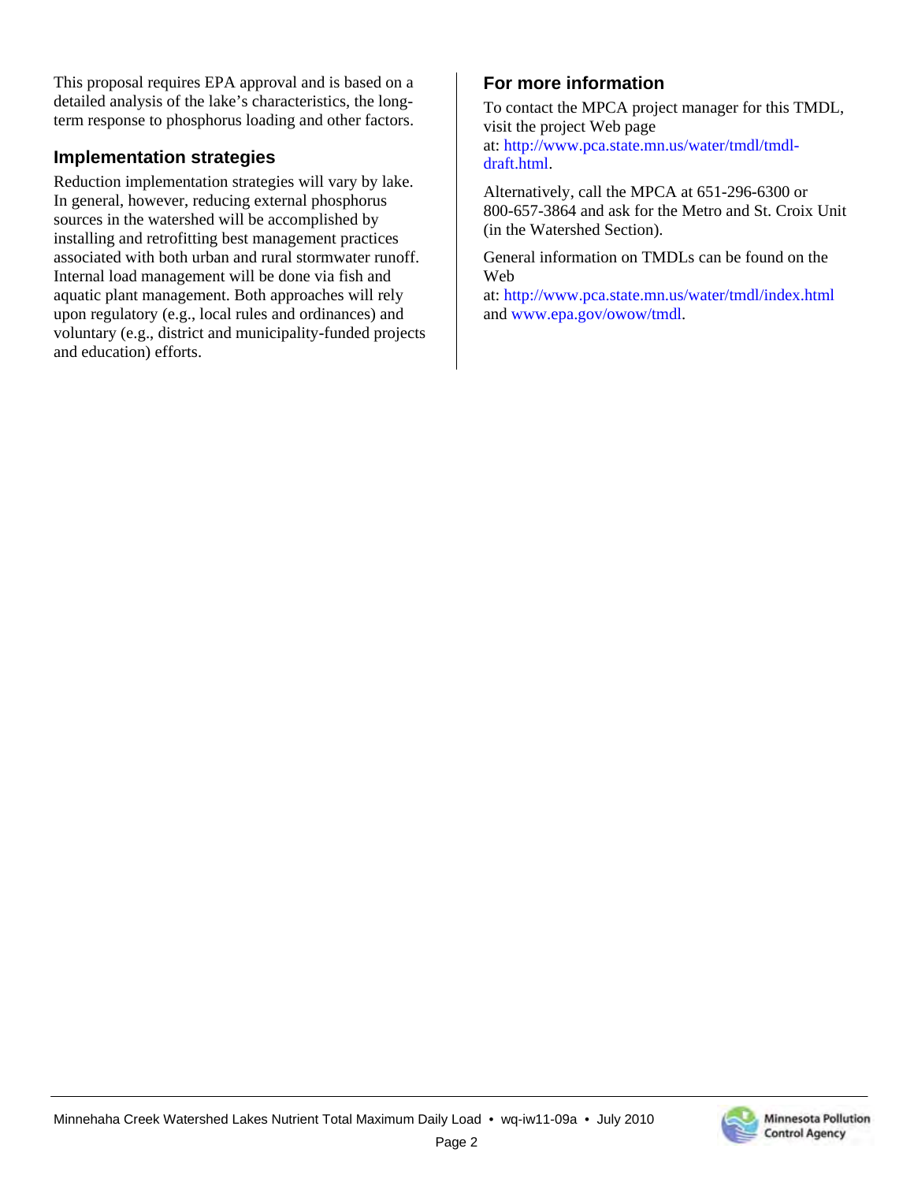This proposal requires EPA approval and is based on a detailed analysis of the lake's characteristics, the long-term response to phosphorus loading and other factors.

## Implementation strategies

Reduction implementation strategies will vary by lake. In general, however, reducing external phosphorus sources in the watershed will be accomplished by installing and retrofitting best management practices associated with both urban and rural stormwater runoff. Internal load management will be done via fish and aquatic plant management. Both approaches will rely upon regulatory (e.g., local rules and ordinances) and voluntary (e.g., district and municipality-funded projects and education) efforts.

## For more information

To contact the MPCA project manager for this TMDL, visit the project Web page at: http://www.pca.state.mn.us/water/tmdl/tmdl-draft.html.

Alternatively, call the MPCA at 651-296-6300 or 800-657-3864 and ask for the Metro and St. Croix Unit (in the Watershed Section).

General information on TMDLs can be found on the Web at: http://www.pca.state.mn.us/water/tmdl/index.html and www.epa.gov/owow/tmdl.